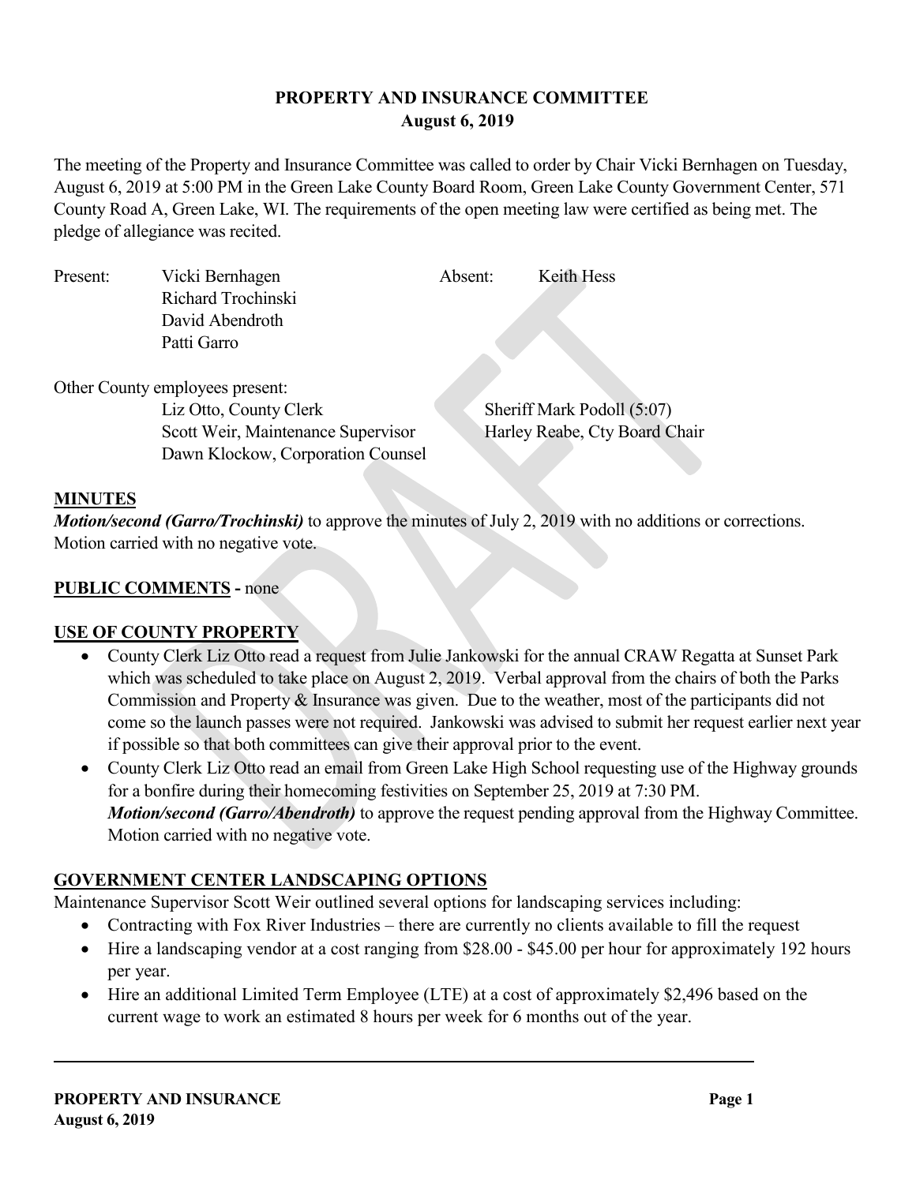# PROPERTY AND INSURANCE COMMITTEE
## August 6, 2019

The meeting of the Property and Insurance Committee was called to order by Chair Vicki Bernhagen on Tuesday, August 6, 2019 at 5:00 PM in the Green Lake County Board Room, Green Lake County Government Center, 571 County Road A, Green Lake, WI. The requirements of the open meeting law were certified as being met. The pledge of allegiance was recited.

| Present: | Absent: |
|---|---|
| Vicki Bernhagen | Keith Hess |
| Richard Trochinski | |
| David Abendroth | |
| Patti Garro | |

Other County employees present:

| | |
|---|---|
| Liz Otto, County Clerk | Sheriff Mark Podoll (5:07) |
| Scott Weir, Maintenance Supervisor | Harley Reabe, Cty Board Chair |
| Dawn Klockow, Corporation Counsel | |

**MINUTES**

***Motion/second (Garro/Trochinski)*** to approve the minutes of July 2, 2019 with no additions or corrections. Motion carried with no negative vote.

**PUBLIC COMMENTS -** none

**USE OF COUNTY PROPERTY**

- County Clerk Liz Otto read a request from Julie Jankowski for the annual CRAW Regatta at Sunset Park which was scheduled to take place on August 2, 2019. Verbal approval from the chairs of both the Parks Commission and Property & Insurance was given. Due to the weather, most of the participants did not come so the launch passes were not required. Jankowski was advised to submit her request earlier next year if possible so that both committees can give their approval prior to the event.
- County Clerk Liz Otto read an email from Green Lake High School requesting use of the Highway grounds for a bonfire during their homecoming festivities on September 25, 2019 at 7:30 PM.
  ***Motion/second (Garro/Abendroth)*** to approve the request pending approval from the Highway Committee. Motion carried with no negative vote.

**GOVERNMENT CENTER LANDSCAPING OPTIONS**

Maintenance Supervisor Scott Weir outlined several options for landscaping services including:

- Contracting with Fox River Industries – there are currently no clients available to fill the request
- Hire a landscaping vendor at a cost ranging from $28.00 - $45.00 per hour for approximately 192 hours per year.
- Hire an additional Limited Term Employee (LTE) at a cost of approximately $2,496 based on the current wage to work an estimated 8 hours per week for 6 months out of the year.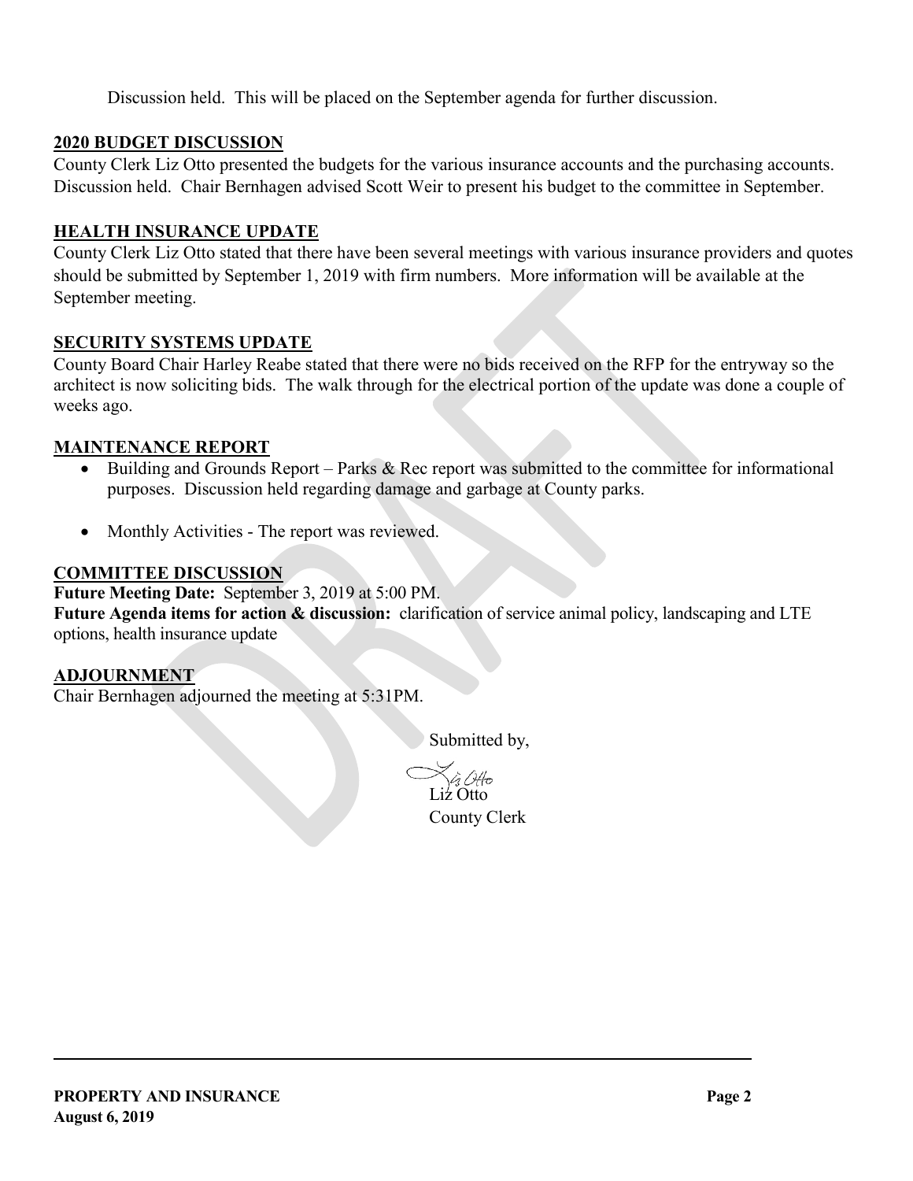Discussion held. This will be placed on the September agenda for further discussion.

## 2020 BUDGET DISCUSSION

County Clerk Liz Otto presented the budgets for the various insurance accounts and the purchasing accounts. Discussion held. Chair Bernhagen advised Scott Weir to present his budget to the committee in September.

## HEALTH INSURANCE UPDATE

County Clerk Liz Otto stated that there have been several meetings with various insurance providers and quotes should be submitted by September 1, 2019 with firm numbers. More information will be available at the September meeting.

## SECURITY SYSTEMS UPDATE

County Board Chair Harley Reabe stated that there were no bids received on the RFP for the entryway so the architect is now soliciting bids. The walk through for the electrical portion of the update was done a couple of weeks ago.

## MAINTENANCE REPORT

- Building and Grounds Report – Parks & Rec report was submitted to the committee for informational purposes. Discussion held regarding damage and garbage at County parks.
- Monthly Activities - The report was reviewed.

## COMMITTEE DISCUSSION

**Future Meeting Date:** September 3, 2019 at 5:00 PM.
**Future Agenda items for action & discussion:** clarification of service animal policy, landscaping and LTE options, health insurance update

## ADJOURNMENT

Chair Bernhagen adjourned the meeting at 5:31PM.

Submitted by,

Liz Otto
County Clerk